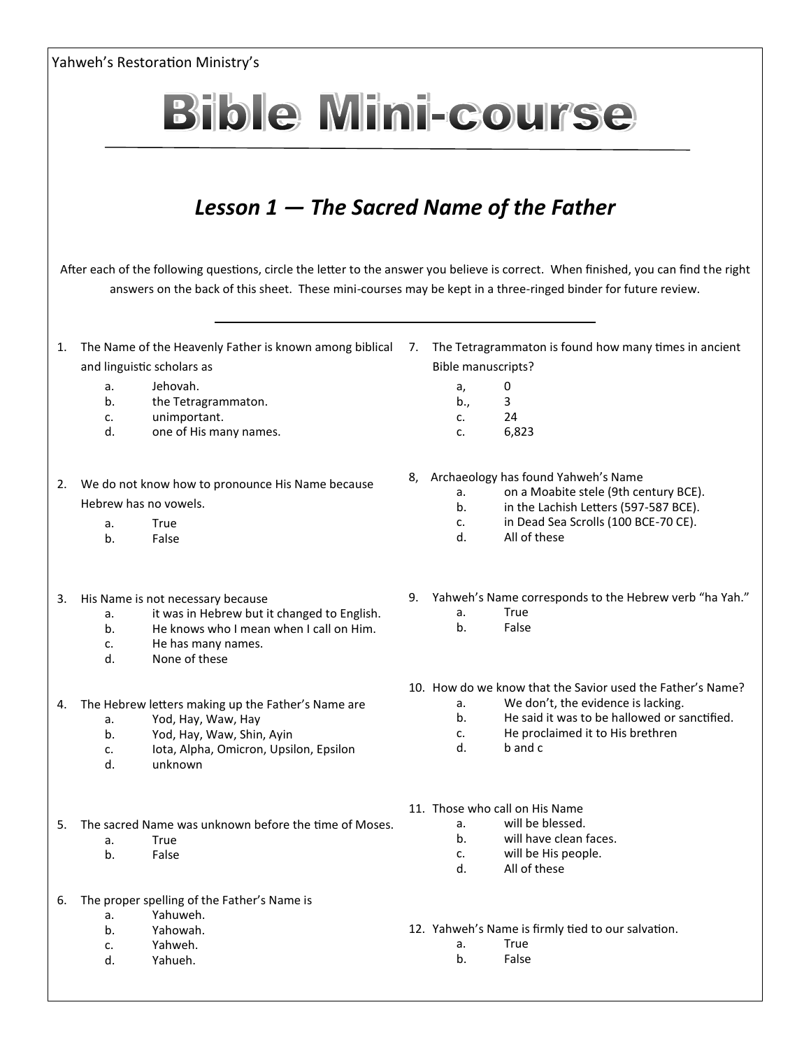Yahweh's Restoration Ministry's

# Bible Mini-course

## *Lesson 1 — The Sacred Name of the Father*

After each of the following questions, circle the letter to the answer you believe is correct. When finished, you can find the right answers on the back of this sheet. These mini-courses may be kept in a three-ringed binder for future review.

---

1. The Name of the Heavenly Father is known among biblical and linguistic scholars as
   - a. Jehovah.
   - b. the Tetragrammaton.
   - c. unimportant.
   - d. one of His many names.

2. We do not know how to pronounce His Name because Hebrew has no vowels.
   - a. True
   - b. False

3. His Name is not necessary because
   - a. it was in Hebrew but it changed to English.
   - b. He knows who I mean when I call on Him.
   - c. He has many names.
   - d. None of these

4. The Hebrew letters making up the Father's Name are
   - a. Yod, Hay, Waw, Hay
   - b. Yod, Hay, Waw, Shin, Ayin
   - c. Iota, Alpha, Omicron, Upsilon, Epsilon
   - d. unknown

5. The sacred Name was unknown before the time of Moses.
   - a. True
   - b. False

6. The proper spelling of the Father's Name is
   - a. Yahuweh.
   - b. Yahowah.
   - c. Yahweh.
   - d. Yahueh.

7. The Tetragrammaton is found how many times in ancient Bible manuscripts?
   - a, 0
   - b., 3
   - c. 24
   - c. 6,823

8, Archaeology has found Yahweh's Name
   - a. on a Moabite stele (9th century BCE).
   - b. in the Lachish Letters (597-587 BCE).
   - c. in Dead Sea Scrolls (100 BCE-70 CE).
   - d. All of these

9. Yahweh's Name corresponds to the Hebrew verb "ha Yah."
   - a. True
   - b. False

10. How do we know that the Savior used the Father's Name?
    - a. We don't, the evidence is lacking.
    - b. He said it was to be hallowed or sanctified.
    - c. He proclaimed it to His brethren
    - d. b and c

11. Those who call on His Name
    - a. will be blessed.
    - b. will have clean faces.
    - c. will be His people.
    - d. All of these

12. Yahweh's Name is firmly tied to our salvation.
    - a. True
    - b. False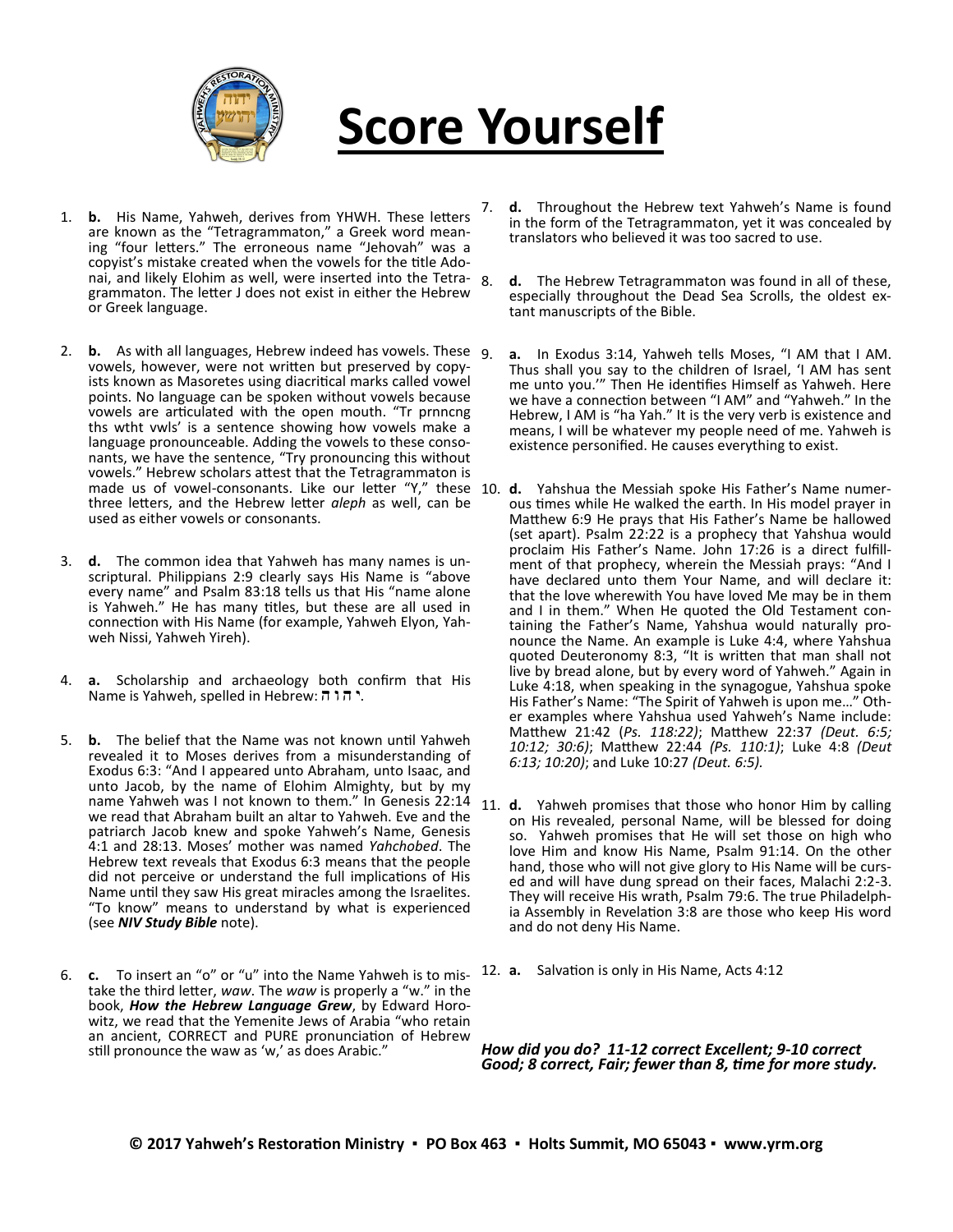# Score Yourself

1. **b.** His Name, Yahweh, derives from YHWH. These letters are known as the "Tetragrammaton," a Greek word meaning "four letters." The erroneous name "Jehovah" was a copyist's mistake created when the vowels for the title Adonai, and likely Elohim as well, were inserted into the Tetragrammaton. The letter J does not exist in either the Hebrew or Greek language.

2. **b.** As with all languages, Hebrew indeed has vowels. These vowels, however, were not written but preserved by copyists known as Masoretes using diacritical marks called vowel points. No language can be spoken without vowels because vowels are articulated with the open mouth. "Tr prnncng ths wtht vwls' is a sentence showing how vowels make a language pronounceable. Adding the vowels to these consonants, we have the sentence, "Try pronouncing this without vowels." Hebrew scholars attest that the Tetragrammaton is made us of vowel-consonants. Like our letter "Y," these three letters, and the Hebrew letter *aleph* as well, can be used as either vowels or consonants.

3. **d.** The common idea that Yahweh has many names is unscriptural. Philippians 2:9 clearly says His Name is "above every name" and Psalm 83:18 tells us that His "name alone is Yahweh." He has many titles, but these are all used in connection with His Name (for example, Yahweh Elyon, Yahweh Nissi, Yahweh Yireh).

4. **a.** Scholarship and archaeology both confirm that His Name is Yahweh, spelled in Hebrew: יהוה.

5. **b.** The belief that the Name was not known until Yahweh revealed it to Moses derives from a misunderstanding of Exodus 6:3: "And I appeared unto Abraham, unto Isaac, and unto Jacob, by the name of Elohim Almighty, but by my name Yahweh was I not known to them." In Genesis 22:14 we read that Abraham built an altar to Yahweh. Eve and the patriarch Jacob knew and spoke Yahweh's Name, Genesis 4:1 and 28:13. Moses' mother was named *Yahchobed*. The Hebrew text reveals that Exodus 6:3 means that the people did not perceive or understand the full implications of His Name until they saw His great miracles among the Israelites. "To know" means to understand by what is experienced (see ***NIV Study Bible*** note).

6. **c.** To insert an "o" or "u" into the Name Yahweh is to mistake the third letter, *waw*. The *waw* is properly a "w." in the book, ***How the Hebrew Language Grew***, by Edward Horowitz, we read that the Yemenite Jews of Arabia "who retain an ancient, CORRECT and PURE pronunciation of Hebrew still pronounce the waw as 'w,' as does Arabic."

7. **d.** Throughout the Hebrew text Yahweh's Name is found in the form of the Tetragrammaton, yet it was concealed by translators who believed it was too sacred to use.

8. **d.** The Hebrew Tetragrammaton was found in all of these, especially throughout the Dead Sea Scrolls, the oldest extant manuscripts of the Bible.

9. **a.** In Exodus 3:14, Yahweh tells Moses, "I AM that I AM. Thus shall you say to the children of Israel, 'I AM has sent me unto you.'" Then He identifies Himself as Yahweh. Here we have a connection between "I AM" and "Yahweh." In the Hebrew, I AM is "ha Yah." It is the very verb is existence and means, I will be whatever my people need of me. Yahweh is existence personified. He causes everything to exist.

10. **d.** Yahshua the Messiah spoke His Father's Name numerous times while He walked the earth. In His model prayer in Matthew 6:9 He prays that His Father's Name be hallowed (set apart). Psalm 22:22 is a prophecy that Yahshua would proclaim His Father's Name. John 17:26 is a direct fulfillment of that prophecy, wherein the Messiah prays: "And I have declared unto them Your Name, and will declare it: that the love wherewith You have loved Me may be in them and I in them." When He quoted the Old Testament containing the Father's Name, Yahshua would naturally pronounce the Name. An example is Luke 4:4, where Yahshua quoted Deuteronomy 8:3, "It is written that man shall not live by bread alone, but by every word of Yahweh." Again in Luke 4:18, when speaking in the synagogue, Yahshua spoke His Father's Name: "The Spirit of Yahweh is upon me…" Other examples where Yahshua used Yahweh's Name include: Matthew 21:42 (*Ps. 118:22)*; Matthew 22:37 *(Deut. 6:5; 10:12; 30:6)*; Matthew 22:44 *(Ps. 110:1)*; Luke 4:8 *(Deut 6:13; 10:20)*; and Luke 10:27 *(Deut. 6:5).*

11. **d.** Yahweh promises that those who honor Him by calling on His revealed, personal Name, will be blessed for doing so. Yahweh promises that He will set those on high who love Him and know His Name, Psalm 91:14. On the other hand, those who will not give glory to His Name will be cursed and will have dung spread on their faces, Malachi 2:2-3. They will receive His wrath, Psalm 79:6. The true Philadelphia Assembly in Revelation 3:8 are those who keep His word and do not deny His Name.

12. **a.** Salvation is only in His Name, Acts 4:12

***How did you do? 11-12 correct Excellent; 9-10 correct Good; 8 correct, Fair; fewer than 8, time for more study.***

**© 2017 Yahweh's Restoration Ministry ▪ PO Box 463 ▪ Holts Summit, MO 65043 ▪ www.yrm.org**